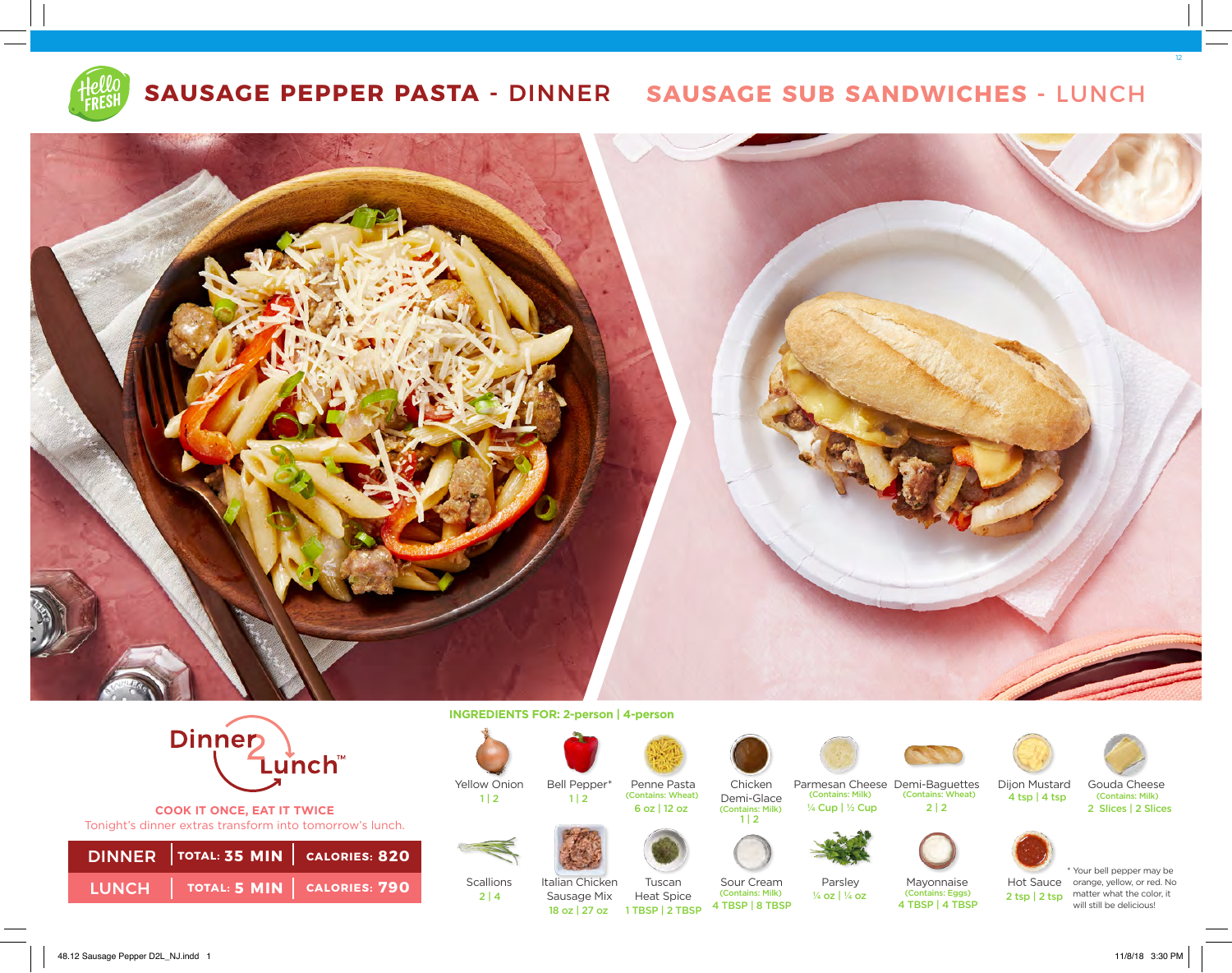# SAUSAGE PEPPER PASTA - DINNER

# SAUSAGE SUB SANDWICHES - LUNCH

**Dinner 2 Lunch™**

**COOK IT ONCE, EAT IT TWICE**

Tonight's dinner extras transform into tomorrow's lunch.

| | | |
|---|---|---|
| **DINNER** | **TOTAL: 35 MIN** | **CALORIES: 820** |
| **LUNCH** | **TOTAL: 5 MIN** | **CALORIES: 790** |

**INGREDIENTS FOR: 2-person | 4-person**

- Yellow Onion — 1 | 2
- Bell Pepper* — 1 | 2
- Penne Pasta (Contains: Wheat) — 6 oz | 12 oz
- Chicken Demi-Glace (Contains: Milk) — 1 | 2
- Parmesan Cheese (Contains: Milk) — ¼ Cup | ½ Cup
- Demi-Baguettes (Contains: Wheat) — 2 | 2
- Dijon Mustard — 4 tsp | 4 tsp
- Gouda Cheese (Contains: Milk) — 2 Slices | 2 Slices
- Scallions — 2 | 4
- Italian Chicken Sausage Mix — 18 oz | 27 oz
- Tuscan Heat Spice — 1 TBSP | 2 TBSP
- Sour Cream (Contains: Milk) — 4 TBSP | 8 TBSP
- Parsley — ¼ oz | ¼ oz
- Mayonnaise (Contains: Eggs) — 4 TBSP | 4 TBSP
- Hot Sauce — 2 tsp | 2 tsp

* Your bell pepper may be orange, yellow, or red. No matter what the color, it will still be delicious!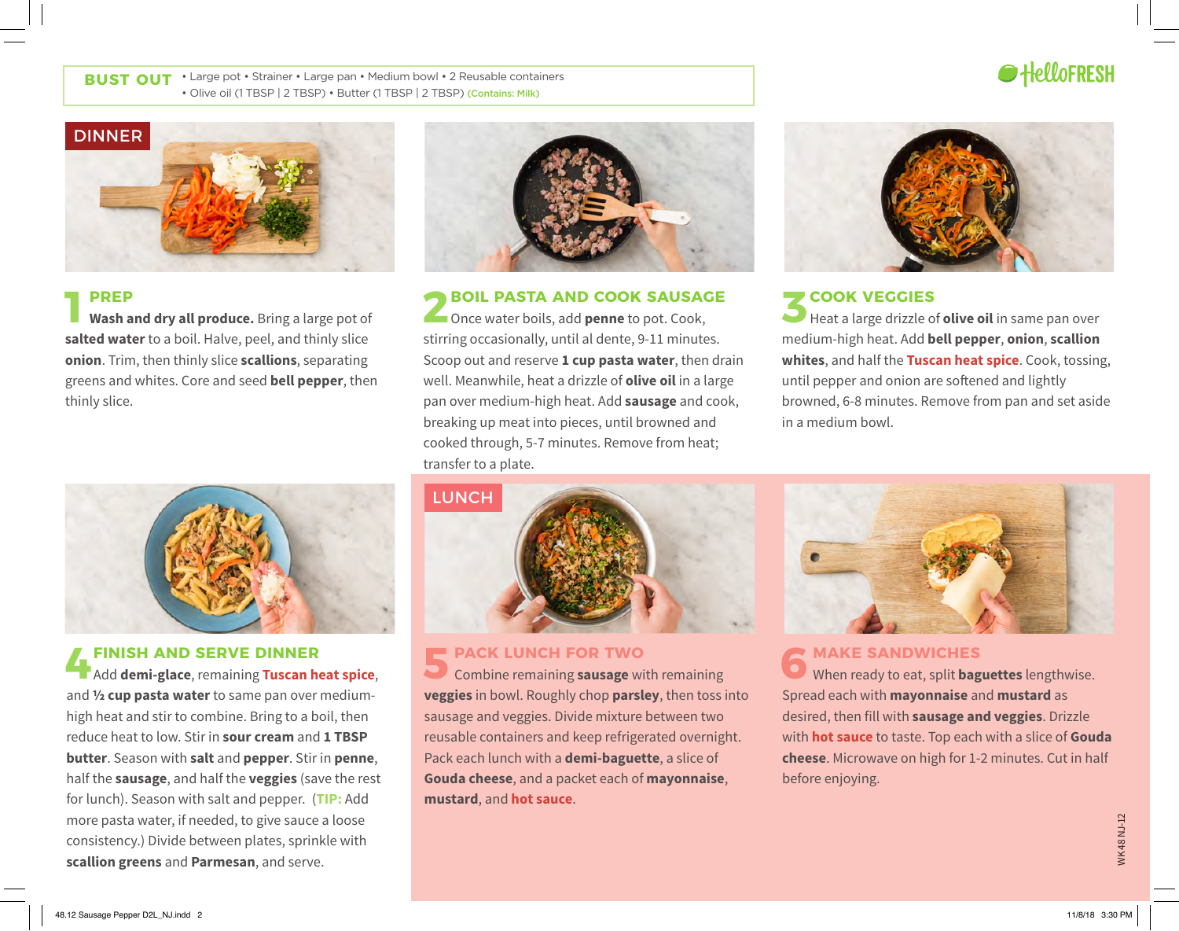**BUST OUT** • Large pot • Strainer • Large pan • Medium bowl • 2 Reusable containers
• Olive oil (1 TBSP | 2 TBSP) • Butter (1 TBSP | 2 TBSP) (Contains: Milk)

HelloFRESH

## DINNER

### 1 PREP

**Wash and dry all produce.** Bring a large pot of **salted water** to a boil. Halve, peel, and thinly slice **onion**. Trim, then thinly slice **scallions**, separating greens and whites. Core and seed **bell pepper**, then thinly slice.

### 2 BOIL PASTA AND COOK SAUSAGE

Once water boils, add **penne** to pot. Cook, stirring occasionally, until al dente, 9-11 minutes. Scoop out and reserve **1 cup pasta water**, then drain well. Meanwhile, heat a drizzle of **olive oil** in a large pan over medium-high heat. Add **sausage** and cook, breaking up meat into pieces, until browned and cooked through, 5-7 minutes. Remove from heat; transfer to a plate.

### 3 COOK VEGGIES

Heat a large drizzle of **olive oil** in same pan over medium-high heat. Add **bell pepper**, **onion**, **scallion whites**, and half the **Tuscan heat spice**. Cook, tossing, until pepper and onion are softened and lightly browned, 6-8 minutes. Remove from pan and set aside in a medium bowl.

### 4 FINISH AND SERVE DINNER

Add **demi-glace**, remaining **Tuscan heat spice**, and **½ cup pasta water** to same pan over medium-high heat and stir to combine. Bring to a boil, then reduce heat to low. Stir in **sour cream** and **1 TBSP butter**. Season with **salt** and **pepper**. Stir in **penne**, half the **sausage**, and half the **veggies** (save the rest for lunch). Season with salt and pepper. (**TIP:** Add more pasta water, if needed, to give sauce a loose consistency.) Divide between plates, sprinkle with **scallion greens** and **Parmesan**, and serve.

## LUNCH

### 5 PACK LUNCH FOR TWO

Combine remaining **sausage** with remaining **veggies** in bowl. Roughly chop **parsley**, then toss into sausage and veggies. Divide mixture between two reusable containers and keep refrigerated overnight. Pack each lunch with a **demi-baguette**, a slice of **Gouda cheese**, and a packet each of **mayonnaise**, **mustard**, and **hot sauce**.

### 6 MAKE SANDWICHES

When ready to eat, split **baguettes** lengthwise. Spread each with **mayonnaise** and **mustard** as desired, then fill with **sausage and veggies**. Drizzle with **hot sauce** to taste. Top each with a slice of **Gouda cheese**. Microwave on high for 1-2 minutes. Cut in half before enjoying.

WK48 NJ-12